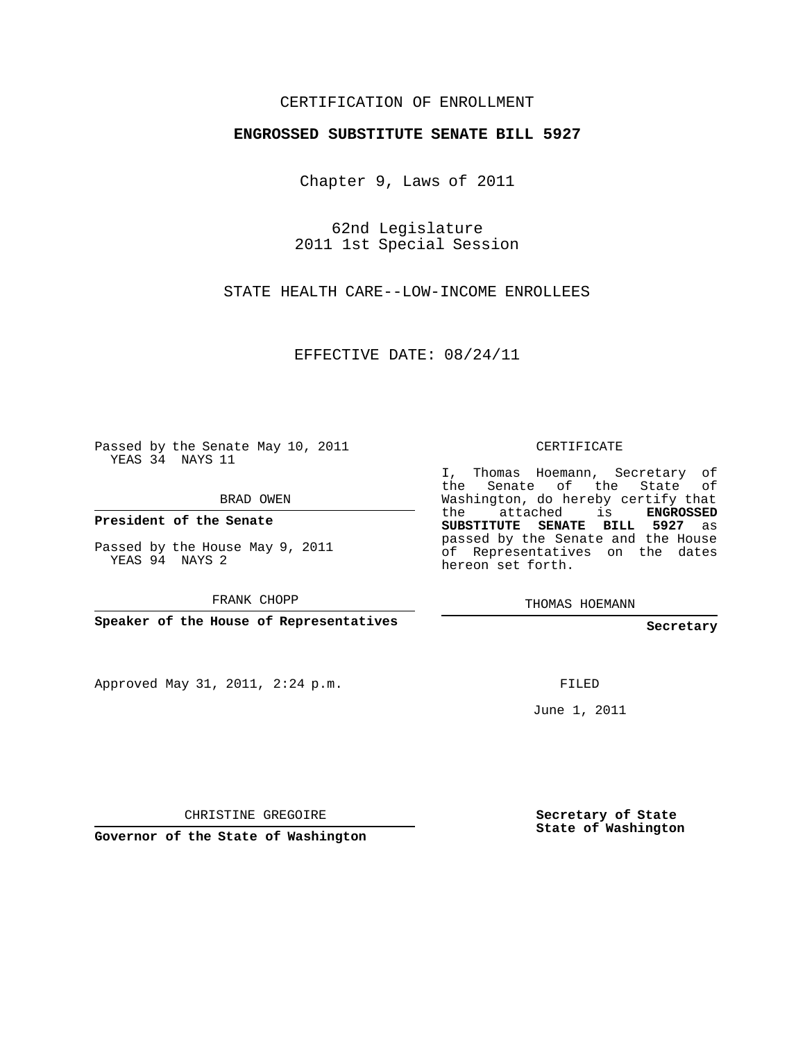CERTIFICATION OF ENROLLMENT

**ENGROSSED SUBSTITUTE SENATE BILL 5927**

Chapter 9, Laws of 2011

62nd Legislature
2011 1st Special Session

STATE HEALTH CARE--LOW-INCOME ENROLLEES

EFFECTIVE DATE: 08/24/11

Passed by the Senate May 10, 2011
YEAS 34 NAYS 11

BRAD OWEN

**President of the Senate**

Passed by the House May 9, 2011
YEAS 94 NAYS 2

FRANK CHOPP

**Speaker of the House of Representatives**

Approved May 31, 2011, 2:24 p.m.

CHRISTINE GREGOIRE

**Governor of the State of Washington**

CERTIFICATE

I, Thomas Hoemann, Secretary of the Senate of the State of Washington, do hereby certify that the attached is **ENGROSSED SUBSTITUTE SENATE BILL 5927** as passed by the Senate and the House of Representatives on the dates hereon set forth.

THOMAS HOEMANN

**Secretary**

FILED

June 1, 2011

**Secretary of State**
**State of Washington**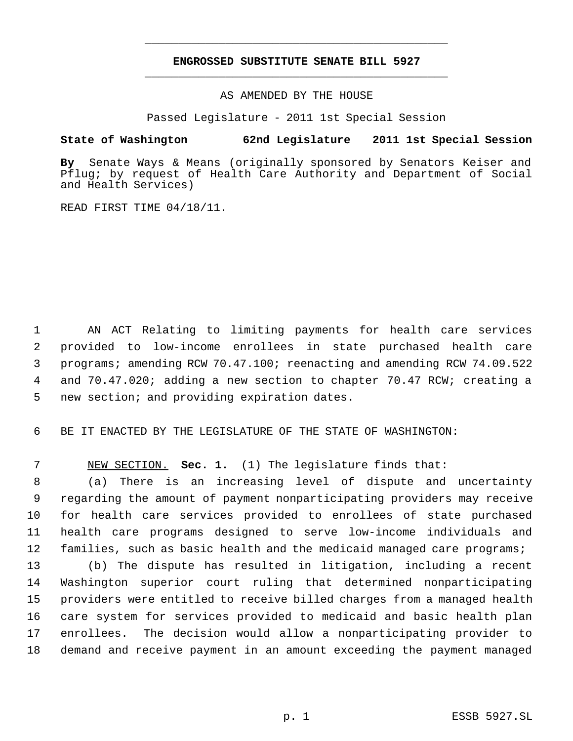# ENGROSSED SUBSTITUTE SENATE BILL 5927

AS AMENDED BY THE HOUSE

Passed Legislature - 2011 1st Special Session

**State of Washington 62nd Legislature 2011 1st Special Session**

**By** Senate Ways & Means (originally sponsored by Senators Keiser and Pflug; by request of Health Care Authority and Department of Social and Health Services)

READ FIRST TIME 04/18/11.

1 AN ACT Relating to limiting payments for health care services
2 provided to low-income enrollees in state purchased health care
3 programs; amending RCW 70.47.100; reenacting and amending RCW 74.09.522
4 and 70.47.020; adding a new section to chapter 70.47 RCW; creating a
5 new section; and providing expiration dates.

6 BE IT ENACTED BY THE LEGISLATURE OF THE STATE OF WASHINGTON:

7 NEW SECTION. **Sec. 1.** (1) The legislature finds that:
8 (a) There is an increasing level of dispute and uncertainty
9 regarding the amount of payment nonparticipating providers may receive
10 for health care services provided to enrollees of state purchased
11 health care programs designed to serve low-income individuals and
12 families, such as basic health and the medicaid managed care programs;
13 (b) The dispute has resulted in litigation, including a recent
14 Washington superior court ruling that determined nonparticipating
15 providers were entitled to receive billed charges from a managed health
16 care system for services provided to medicaid and basic health plan
17 enrollees. The decision would allow a nonparticipating provider to
18 demand and receive payment in an amount exceeding the payment managed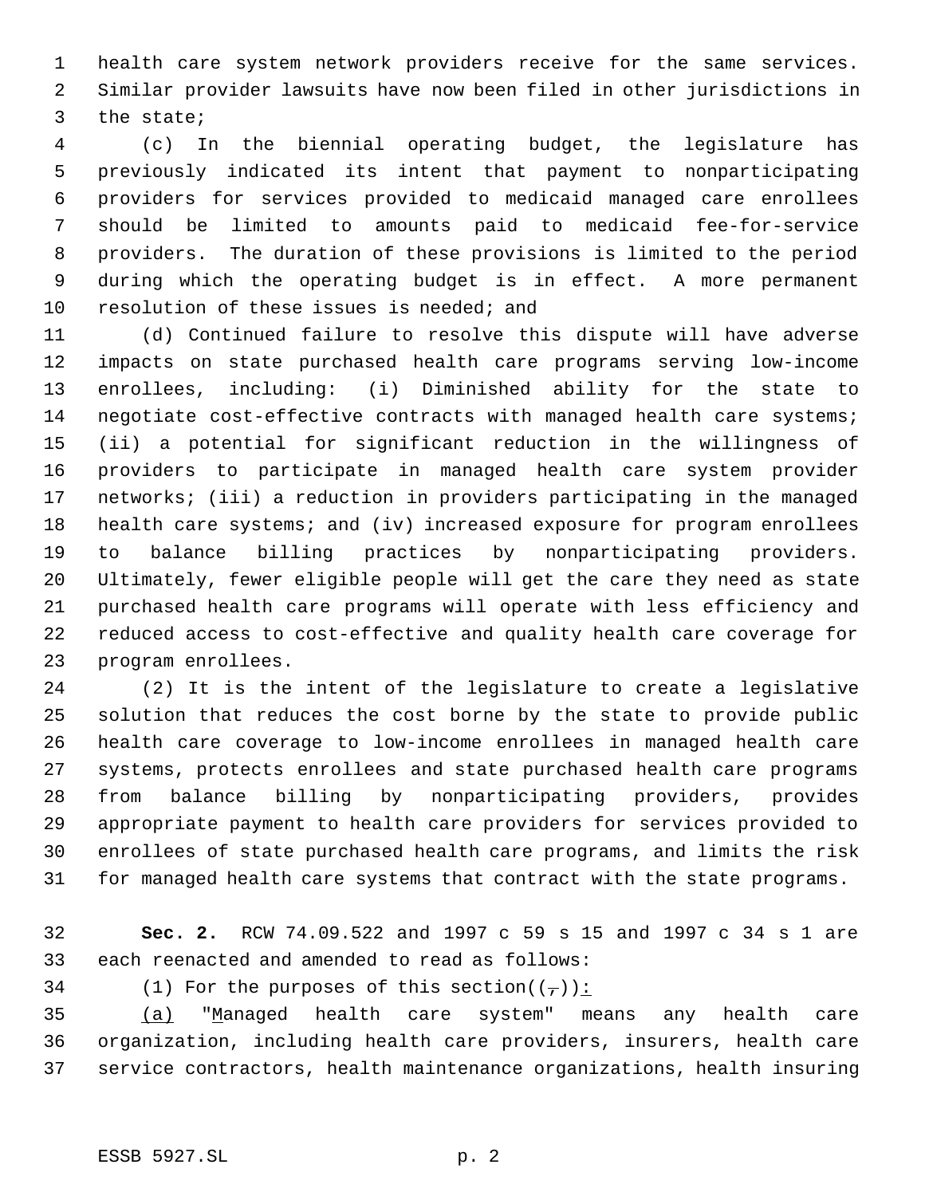health care system network providers receive for the same services. Similar provider lawsuits have now been filed in other jurisdictions in the state;

(c) In the biennial operating budget, the legislature has previously indicated its intent that payment to nonparticipating providers for services provided to medicaid managed care enrollees should be limited to amounts paid to medicaid fee-for-service providers. The duration of these provisions is limited to the period during which the operating budget is in effect. A more permanent resolution of these issues is needed; and

(d) Continued failure to resolve this dispute will have adverse impacts on state purchased health care programs serving low-income enrollees, including: (i) Diminished ability for the state to negotiate cost-effective contracts with managed health care systems; (ii) a potential for significant reduction in the willingness of providers to participate in managed health care system provider networks; (iii) a reduction in providers participating in the managed health care systems; and (iv) increased exposure for program enrollees to balance billing practices by nonparticipating providers. Ultimately, fewer eligible people will get the care they need as state purchased health care programs will operate with less efficiency and reduced access to cost-effective and quality health care coverage for program enrollees.

(2) It is the intent of the legislature to create a legislative solution that reduces the cost borne by the state to provide public health care coverage to low-income enrollees in managed health care systems, protects enrollees and state purchased health care programs from balance billing by nonparticipating providers, provides appropriate payment to health care providers for services provided to enrollees of state purchased health care programs, and limits the risk for managed health care systems that contract with the state programs.

**Sec. 2.** RCW 74.09.522 and 1997 c 59 s 15 and 1997 c 34 s 1 are each reenacted and amended to read as follows:

(1) For the purposes of this section((~~,~~)) <u>:</u>

<u>(a)</u> "<u>M</u>anaged health care system" means any health care organization, including health care providers, insurers, health care service contractors, health maintenance organizations, health insuring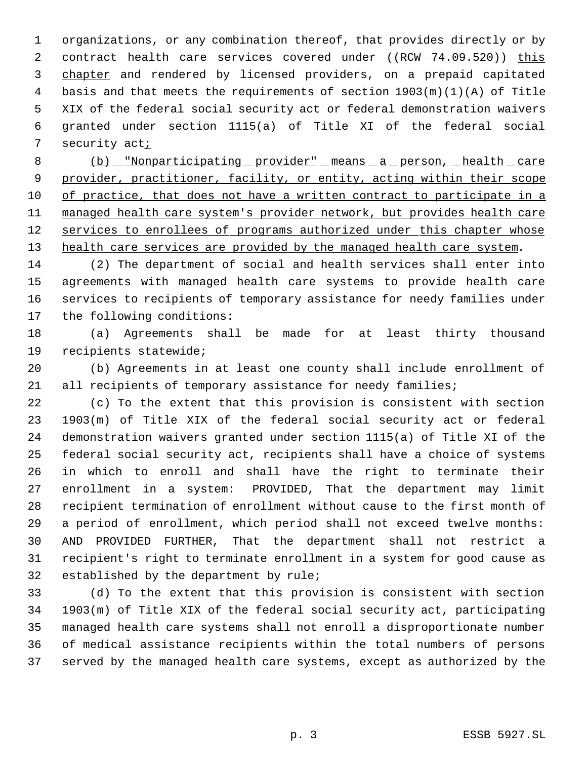organizations, or any combination thereof, that provides directly or by contract health care services covered under ((~~RCW 74.09.520~~)) this chapter and rendered by licensed providers, on a prepaid capitated basis and that meets the requirements of section 1903(m)(1)(A) of Title XIX of the federal social security act or federal demonstration waivers granted under section 1115(a) of Title XI of the federal social security act;

(b) "Nonparticipating provider" means a person, health care provider, practitioner, facility, or entity, acting within their scope of practice, that does not have a written contract to participate in a managed health care system's provider network, but provides health care services to enrollees of programs authorized under this chapter whose health care services are provided by the managed health care system.

(2) The department of social and health services shall enter into agreements with managed health care systems to provide health care services to recipients of temporary assistance for needy families under the following conditions:

(a) Agreements shall be made for at least thirty thousand recipients statewide;

(b) Agreements in at least one county shall include enrollment of all recipients of temporary assistance for needy families;

(c) To the extent that this provision is consistent with section 1903(m) of Title XIX of the federal social security act or federal demonstration waivers granted under section 1115(a) of Title XI of the federal social security act, recipients shall have a choice of systems in which to enroll and shall have the right to terminate their enrollment in a system: PROVIDED, That the department may limit recipient termination of enrollment without cause to the first month of a period of enrollment, which period shall not exceed twelve months: AND PROVIDED FURTHER, That the department shall not restrict a recipient's right to terminate enrollment in a system for good cause as established by the department by rule;

(d) To the extent that this provision is consistent with section 1903(m) of Title XIX of the federal social security act, participating managed health care systems shall not enroll a disproportionate number of medical assistance recipients within the total numbers of persons served by the managed health care systems, except as authorized by the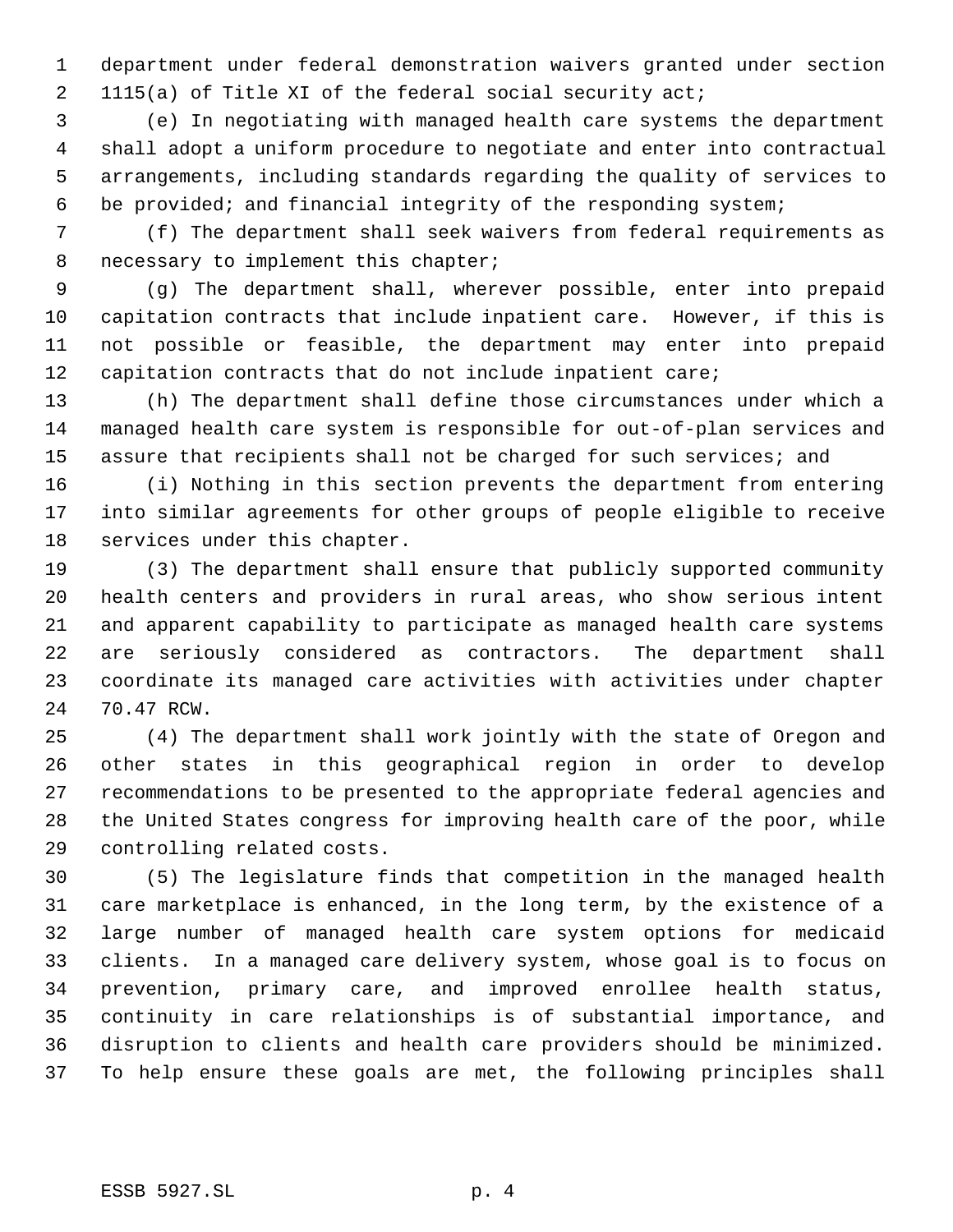department under federal demonstration waivers granted under section 1115(a) of Title XI of the federal social security act;

(e) In negotiating with managed health care systems the department shall adopt a uniform procedure to negotiate and enter into contractual arrangements, including standards regarding the quality of services to be provided; and financial integrity of the responding system;

(f) The department shall seek waivers from federal requirements as necessary to implement this chapter;

(g) The department shall, wherever possible, enter into prepaid capitation contracts that include inpatient care. However, if this is not possible or feasible, the department may enter into prepaid capitation contracts that do not include inpatient care;

(h) The department shall define those circumstances under which a managed health care system is responsible for out-of-plan services and assure that recipients shall not be charged for such services; and

(i) Nothing in this section prevents the department from entering into similar agreements for other groups of people eligible to receive services under this chapter.

(3) The department shall ensure that publicly supported community health centers and providers in rural areas, who show serious intent and apparent capability to participate as managed health care systems are seriously considered as contractors. The department shall coordinate its managed care activities with activities under chapter 70.47 RCW.

(4) The department shall work jointly with the state of Oregon and other states in this geographical region in order to develop recommendations to be presented to the appropriate federal agencies and the United States congress for improving health care of the poor, while controlling related costs.

(5) The legislature finds that competition in the managed health care marketplace is enhanced, in the long term, by the existence of a large number of managed health care system options for medicaid clients. In a managed care delivery system, whose goal is to focus on prevention, primary care, and improved enrollee health status, continuity in care relationships is of substantial importance, and disruption to clients and health care providers should be minimized. To help ensure these goals are met, the following principles shall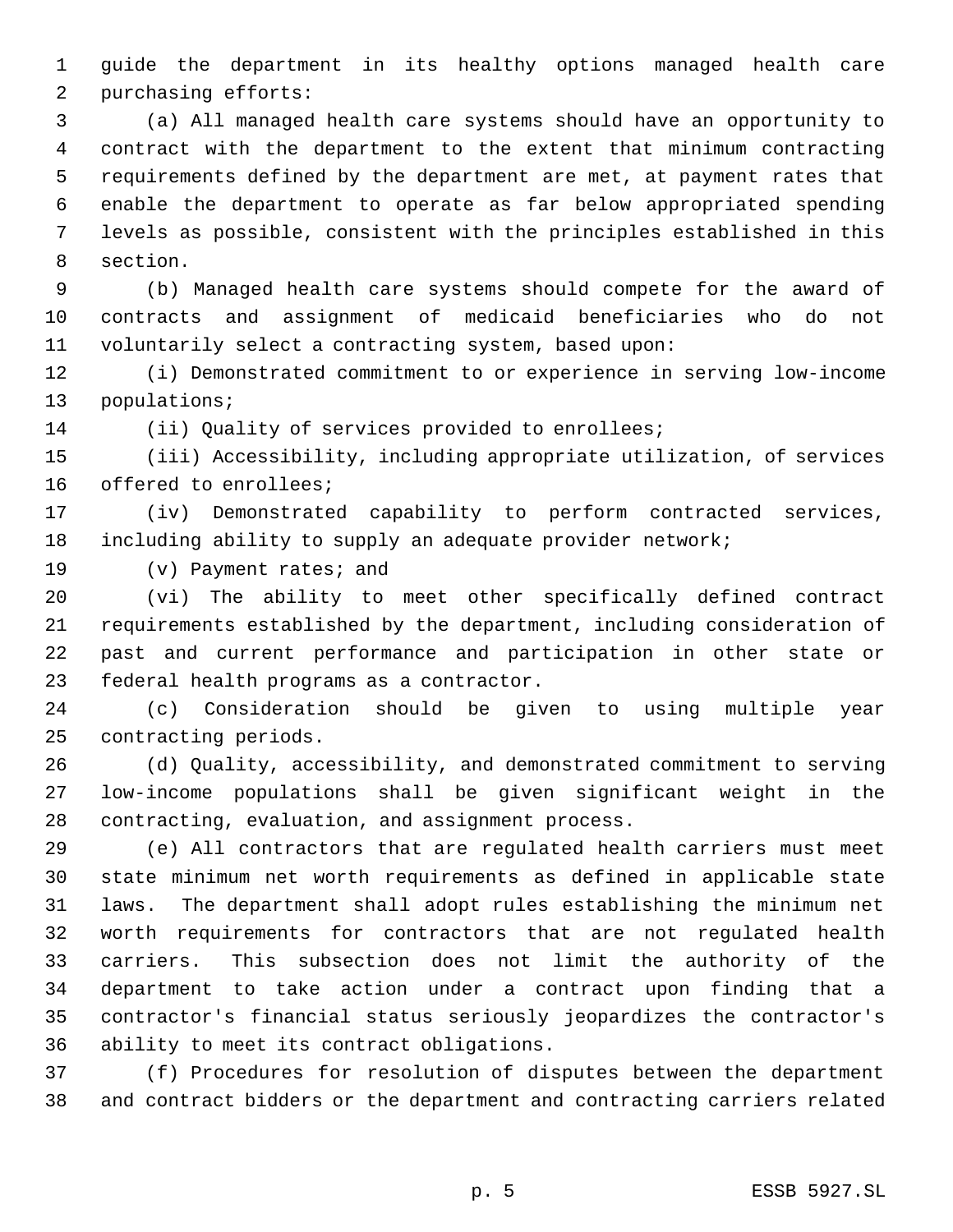guide the department in its healthy options managed health care purchasing efforts:

(a) All managed health care systems should have an opportunity to contract with the department to the extent that minimum contracting requirements defined by the department are met, at payment rates that enable the department to operate as far below appropriated spending levels as possible, consistent with the principles established in this section.

(b) Managed health care systems should compete for the award of contracts and assignment of medicaid beneficiaries who do not voluntarily select a contracting system, based upon:

(i) Demonstrated commitment to or experience in serving low-income populations;

(ii) Quality of services provided to enrollees;

(iii) Accessibility, including appropriate utilization, of services offered to enrollees;

(iv) Demonstrated capability to perform contracted services, including ability to supply an adequate provider network;

(v) Payment rates; and

(vi) The ability to meet other specifically defined contract requirements established by the department, including consideration of past and current performance and participation in other state or federal health programs as a contractor.

(c) Consideration should be given to using multiple year contracting periods.

(d) Quality, accessibility, and demonstrated commitment to serving low-income populations shall be given significant weight in the contracting, evaluation, and assignment process.

(e) All contractors that are regulated health carriers must meet state minimum net worth requirements as defined in applicable state laws. The department shall adopt rules establishing the minimum net worth requirements for contractors that are not regulated health carriers. This subsection does not limit the authority of the department to take action under a contract upon finding that a contractor's financial status seriously jeopardizes the contractor's ability to meet its contract obligations.

(f) Procedures for resolution of disputes between the department and contract bidders or the department and contracting carriers related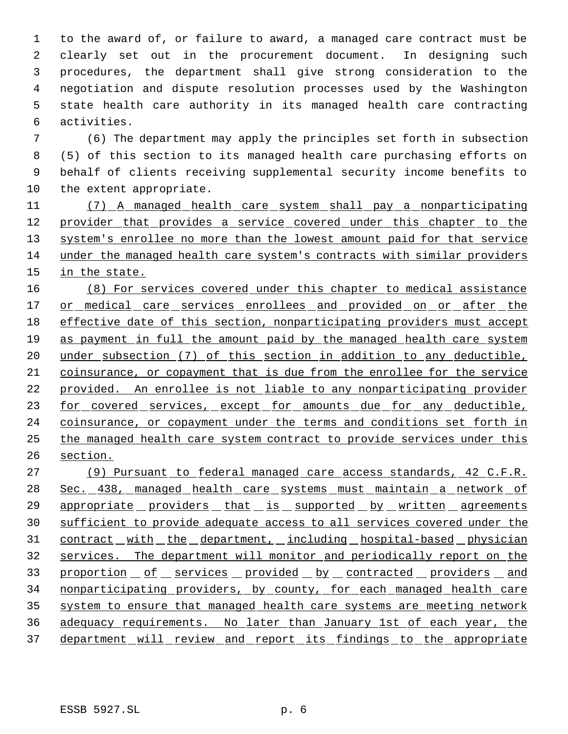to the award of, or failure to award, a managed care contract must be clearly set out in the procurement document. In designing such procedures, the department shall give strong consideration to the negotiation and dispute resolution processes used by the Washington state health care authority in its managed health care contracting activities.

(6) The department may apply the principles set forth in subsection (5) of this section to its managed health care purchasing efforts on behalf of clients receiving supplemental security income benefits to the extent appropriate.

(7) A managed health care system shall pay a nonparticipating provider that provides a service covered under this chapter to the system's enrollee no more than the lowest amount paid for that service under the managed health care system's contracts with similar providers in the state.

(8) For services covered under this chapter to medical assistance or medical care services enrollees and provided on or after the effective date of this section, nonparticipating providers must accept as payment in full the amount paid by the managed health care system under subsection (7) of this section in addition to any deductible, coinsurance, or copayment that is due from the enrollee for the service provided. An enrollee is not liable to any nonparticipating provider for covered services, except for amounts due for any deductible, coinsurance, or copayment under the terms and conditions set forth in the managed health care system contract to provide services under this section.

(9) Pursuant to federal managed care access standards, 42 C.F.R. Sec. 438, managed health care systems must maintain a network of appropriate providers that is supported by written agreements sufficient to provide adequate access to all services covered under the contract with the department, including hospital-based physician services. The department will monitor and periodically report on the proportion of services provided by contracted providers and nonparticipating providers, by county, for each managed health care system to ensure that managed health care systems are meeting network adequacy requirements. No later than January 1st of each year, the department will review and report its findings to the appropriate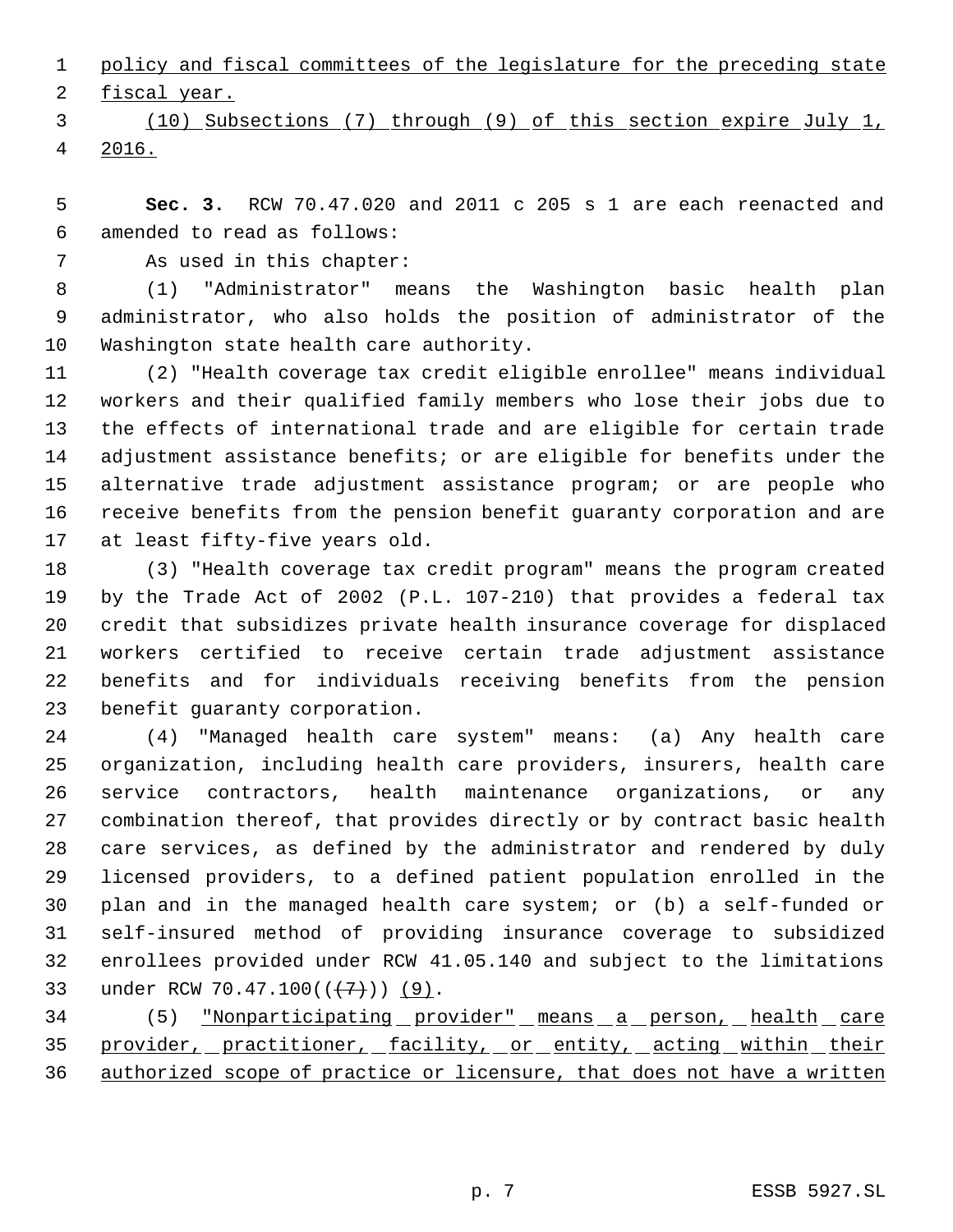policy and fiscal committees of the legislature for the preceding state fiscal year.

(10) Subsections (7) through (9) of this section expire July 1, 2016.

**Sec. 3.** RCW 70.47.020 and 2011 c 205 s 1 are each reenacted and amended to read as follows:

As used in this chapter:

(1) "Administrator" means the Washington basic health plan administrator, who also holds the position of administrator of the Washington state health care authority.

(2) "Health coverage tax credit eligible enrollee" means individual workers and their qualified family members who lose their jobs due to the effects of international trade and are eligible for certain trade adjustment assistance benefits; or are eligible for benefits under the alternative trade adjustment assistance program; or are people who receive benefits from the pension benefit guaranty corporation and are at least fifty-five years old.

(3) "Health coverage tax credit program" means the program created by the Trade Act of 2002 (P.L. 107-210) that provides a federal tax credit that subsidizes private health insurance coverage for displaced workers certified to receive certain trade adjustment assistance benefits and for individuals receiving benefits from the pension benefit guaranty corporation.

(4) "Managed health care system" means: (a) Any health care organization, including health care providers, insurers, health care service contractors, health maintenance organizations, or any combination thereof, that provides directly or by contract basic health care services, as defined by the administrator and rendered by duly licensed providers, to a defined patient population enrolled in the plan and in the managed health care system; or (b) a self-funded or self-insured method of providing insurance coverage to subsidized enrollees provided under RCW 41.05.140 and subject to the limitations under RCW 70.47.100(((7))) (9).

(5) "Nonparticipating provider" means a person, health care provider, practitioner, facility, or entity, acting within their authorized scope of practice or licensure, that does not have a written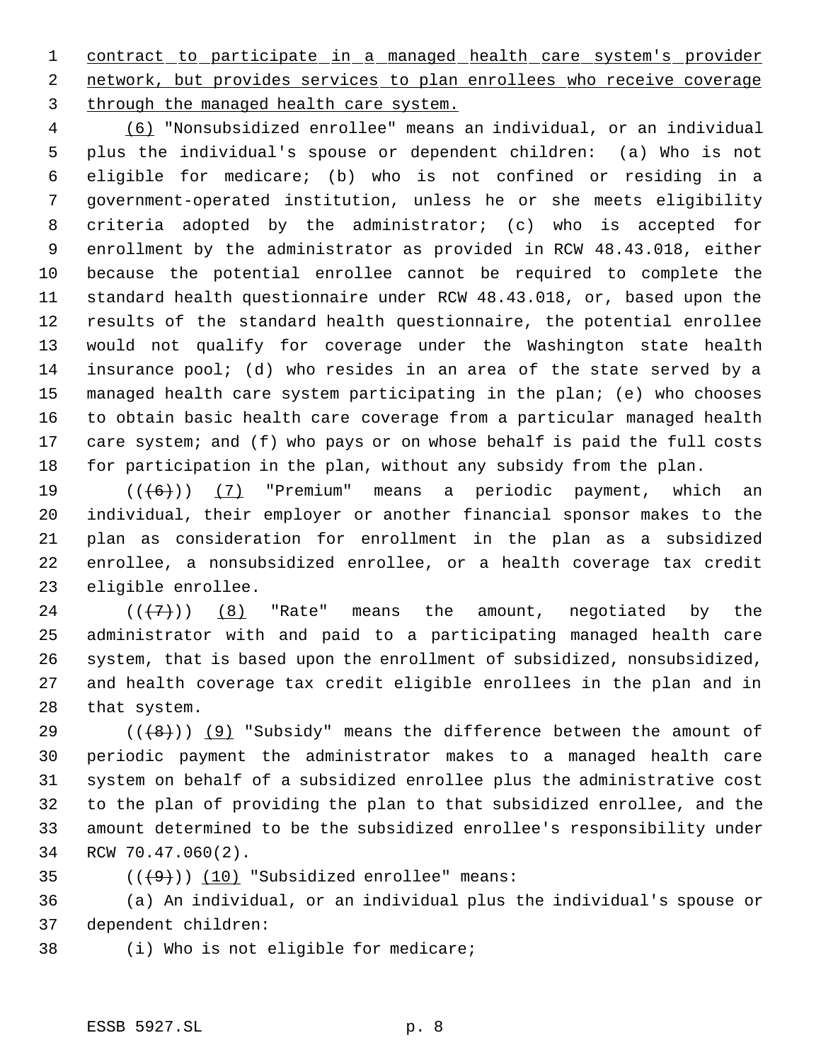contract to participate in a managed health care system's provider network, but provides services to plan enrollees who receive coverage through the managed health care system.

(6) "Nonsubsidized enrollee" means an individual, or an individual plus the individual's spouse or dependent children: (a) Who is not eligible for medicare; (b) who is not confined or residing in a government-operated institution, unless he or she meets eligibility criteria adopted by the administrator; (c) who is accepted for enrollment by the administrator as provided in RCW 48.43.018, either because the potential enrollee cannot be required to complete the standard health questionnaire under RCW 48.43.018, or, based upon the results of the standard health questionnaire, the potential enrollee would not qualify for coverage under the Washington state health insurance pool; (d) who resides in an area of the state served by a managed health care system participating in the plan; (e) who chooses to obtain basic health care coverage from a particular managed health care system; and (f) who pays or on whose behalf is paid the full costs for participation in the plan, without any subsidy from the plan.

(((6))) (7) "Premium" means a periodic payment, which an individual, their employer or another financial sponsor makes to the plan as consideration for enrollment in the plan as a subsidized enrollee, a nonsubsidized enrollee, or a health coverage tax credit eligible enrollee.

(((7))) (8) "Rate" means the amount, negotiated by the administrator with and paid to a participating managed health care system, that is based upon the enrollment of subsidized, nonsubsidized, and health coverage tax credit eligible enrollees in the plan and in that system.

(((8))) (9) "Subsidy" means the difference between the amount of periodic payment the administrator makes to a managed health care system on behalf of a subsidized enrollee plus the administrative cost to the plan of providing the plan to that subsidized enrollee, and the amount determined to be the subsidized enrollee's responsibility under RCW 70.47.060(2).

(((9))) (10) "Subsidized enrollee" means:

(a) An individual, or an individual plus the individual's spouse or dependent children:

(i) Who is not eligible for medicare;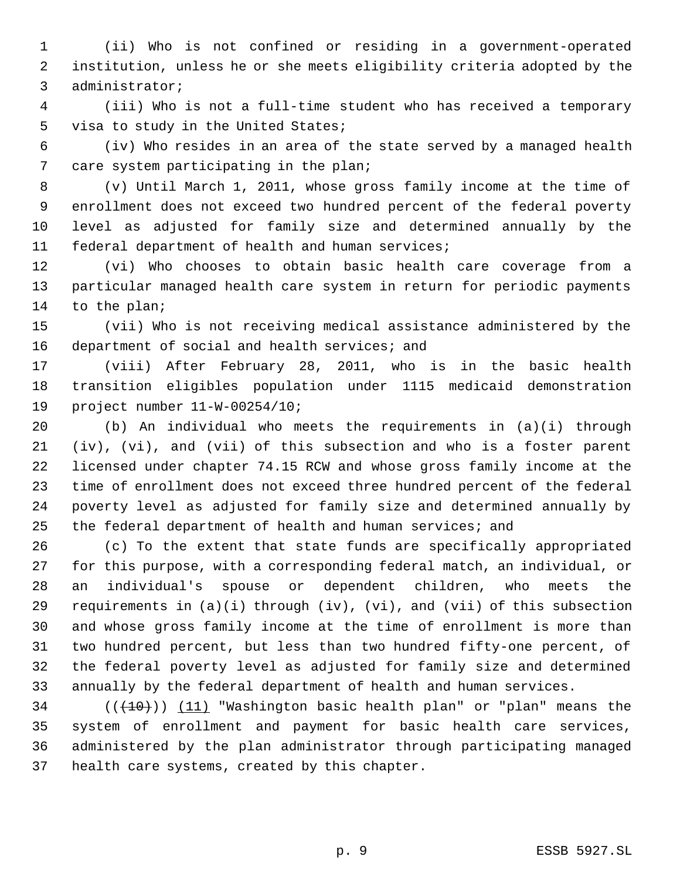(ii) Who is not confined or residing in a government-operated institution, unless he or she meets eligibility criteria adopted by the administrator;

(iii) Who is not a full-time student who has received a temporary visa to study in the United States;

(iv) Who resides in an area of the state served by a managed health care system participating in the plan;

(v) Until March 1, 2011, whose gross family income at the time of enrollment does not exceed two hundred percent of the federal poverty level as adjusted for family size and determined annually by the federal department of health and human services;

(vi) Who chooses to obtain basic health care coverage from a particular managed health care system in return for periodic payments to the plan;

(vii) Who is not receiving medical assistance administered by the department of social and health services; and

(viii) After February 28, 2011, who is in the basic health transition eligibles population under 1115 medicaid demonstration project number 11-W-00254/10;

(b) An individual who meets the requirements in (a)(i) through (iv), (vi), and (vii) of this subsection and who is a foster parent licensed under chapter 74.15 RCW and whose gross family income at the time of enrollment does not exceed three hundred percent of the federal poverty level as adjusted for family size and determined annually by the federal department of health and human services; and

(c) To the extent that state funds are specifically appropriated for this purpose, with a corresponding federal match, an individual, or an individual's spouse or dependent children, who meets the requirements in (a)(i) through (iv), (vi), and (vii) of this subsection and whose gross family income at the time of enrollment is more than two hundred percent, but less than two hundred fifty-one percent, of the federal poverty level as adjusted for family size and determined annually by the federal department of health and human services.

~~((10))~~ (11) "Washington basic health plan" or "plan" means the system of enrollment and payment for basic health care services, administered by the plan administrator through participating managed health care systems, created by this chapter.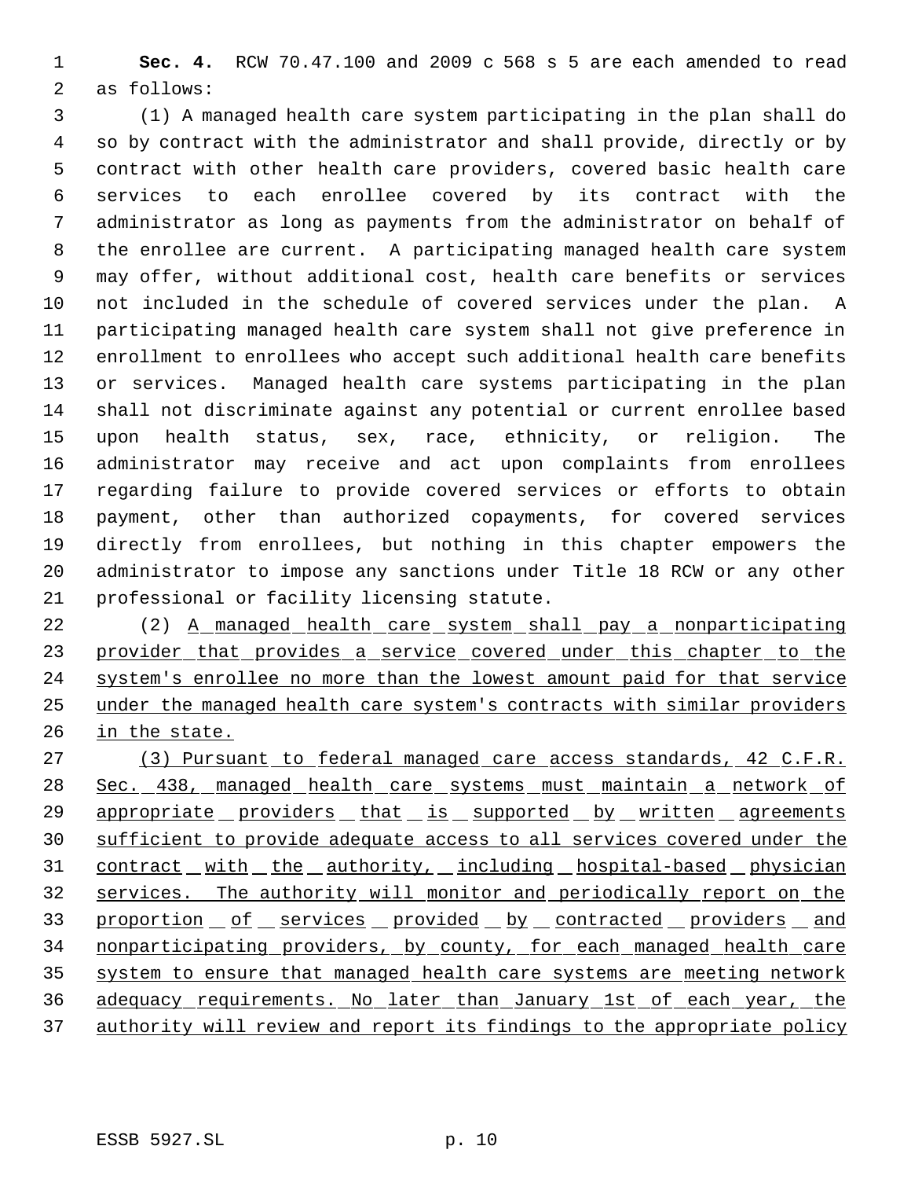**Sec. 4.** RCW 70.47.100 and 2009 c 568 s 5 are each amended to read as follows:

(1) A managed health care system participating in the plan shall do so by contract with the administrator and shall provide, directly or by contract with other health care providers, covered basic health care services to each enrollee covered by its contract with the administrator as long as payments from the administrator on behalf of the enrollee are current. A participating managed health care system may offer, without additional cost, health care benefits or services not included in the schedule of covered services under the plan. A participating managed health care system shall not give preference in enrollment to enrollees who accept such additional health care benefits or services. Managed health care systems participating in the plan shall not discriminate against any potential or current enrollee based upon health status, sex, race, ethnicity, or religion. The administrator may receive and act upon complaints from enrollees regarding failure to provide covered services or efforts to obtain payment, other than authorized copayments, for covered services directly from enrollees, but nothing in this chapter empowers the administrator to impose any sanctions under Title 18 RCW or any other professional or facility licensing statute.

(2) <u>A managed health care system shall pay a nonparticipating provider that provides a service covered under this chapter to the system's enrollee no more than the lowest amount paid for that service under the managed health care system's contracts with similar providers in the state.</u>

<u>(3) Pursuant to federal managed care access standards, 42 C.F.R. Sec. 438, managed health care systems must maintain a network of appropriate providers that is supported by written agreements sufficient to provide adequate access to all services covered under the contract with the authority, including hospital-based physician services. The authority will monitor and periodically report on the proportion of services provided by contracted providers and nonparticipating providers, by county, for each managed health care system to ensure that managed health care systems are meeting network adequacy requirements. No later than January 1st of each year, the authority will review and report its findings to the appropriate policy</u>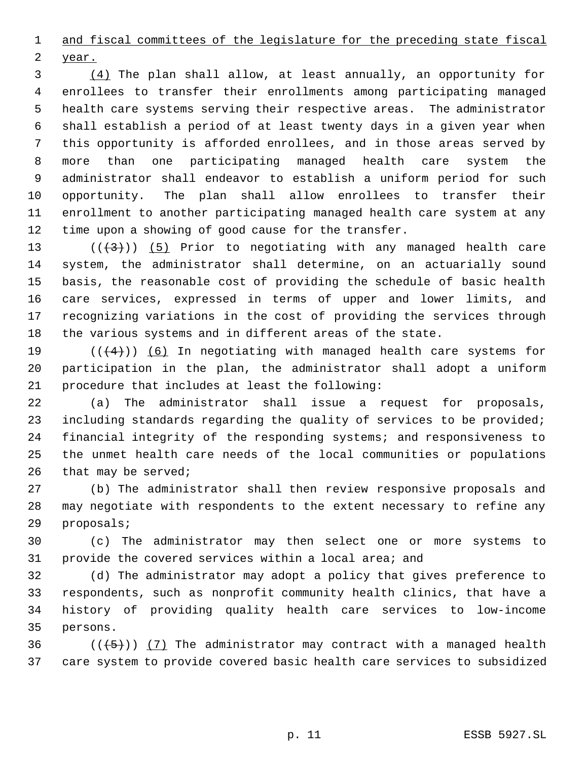and fiscal committees of the legislature for the preceding state fiscal year.

(4) The plan shall allow, at least annually, an opportunity for enrollees to transfer their enrollments among participating managed health care systems serving their respective areas. The administrator shall establish a period of at least twenty days in a given year when this opportunity is afforded enrollees, and in those areas served by more than one participating managed health care system the administrator shall endeavor to establish a uniform period for such opportunity. The plan shall allow enrollees to transfer their enrollment to another participating managed health care system at any time upon a showing of good cause for the transfer.

~~((3))~~ (5) Prior to negotiating with any managed health care system, the administrator shall determine, on an actuarially sound basis, the reasonable cost of providing the schedule of basic health care services, expressed in terms of upper and lower limits, and recognizing variations in the cost of providing the services through the various systems and in different areas of the state.

~~((4))~~ (6) In negotiating with managed health care systems for participation in the plan, the administrator shall adopt a uniform procedure that includes at least the following:

(a) The administrator shall issue a request for proposals, including standards regarding the quality of services to be provided; financial integrity of the responding systems; and responsiveness to the unmet health care needs of the local communities or populations that may be served;

(b) The administrator shall then review responsive proposals and may negotiate with respondents to the extent necessary to refine any proposals;

(c) The administrator may then select one or more systems to provide the covered services within a local area; and

(d) The administrator may adopt a policy that gives preference to respondents, such as nonprofit community health clinics, that have a history of providing quality health care services to low-income persons.

~~((5))~~ (7) The administrator may contract with a managed health care system to provide covered basic health care services to subsidized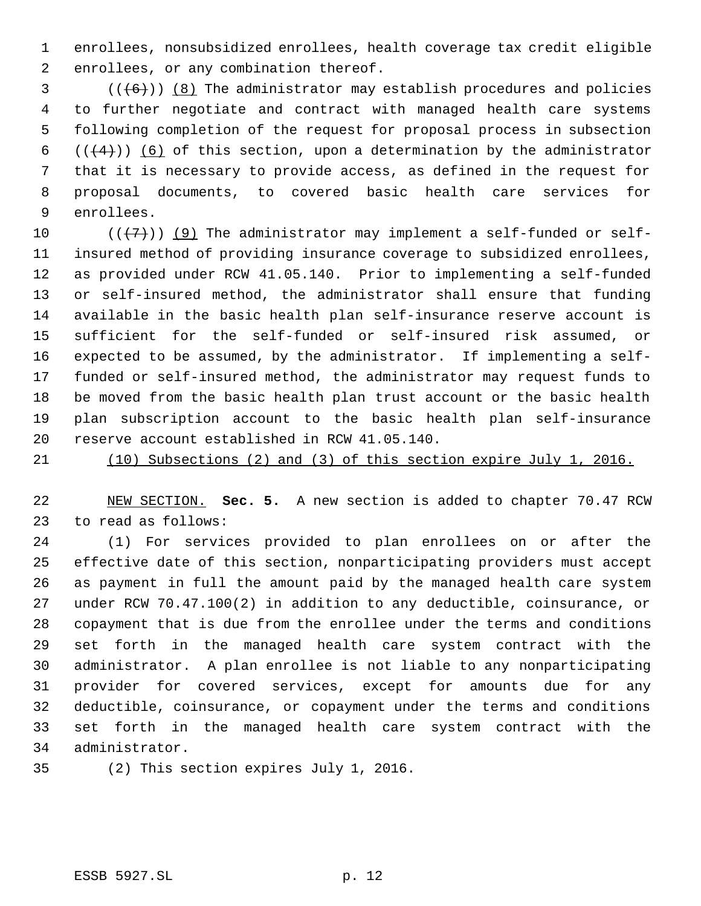enrollees, nonsubsidized enrollees, health coverage tax credit eligible enrollees, or any combination thereof.

(((6))) (8) The administrator may establish procedures and policies to further negotiate and contract with managed health care systems following completion of the request for proposal process in subsection (((4))) (6) of this section, upon a determination by the administrator that it is necessary to provide access, as defined in the request for proposal documents, to covered basic health care services for enrollees.

(((7))) (9) The administrator may implement a self-funded or self-insured method of providing insurance coverage to subsidized enrollees, as provided under RCW 41.05.140. Prior to implementing a self-funded or self-insured method, the administrator shall ensure that funding available in the basic health plan self-insurance reserve account is sufficient for the self-funded or self-insured risk assumed, or expected to be assumed, by the administrator. If implementing a self-funded or self-insured method, the administrator may request funds to be moved from the basic health plan trust account or the basic health plan subscription account to the basic health plan self-insurance reserve account established in RCW 41.05.140.

(10) Subsections (2) and (3) of this section expire July 1, 2016.

NEW SECTION. **Sec. 5.** A new section is added to chapter 70.47 RCW to read as follows:

(1) For services provided to plan enrollees on or after the effective date of this section, nonparticipating providers must accept as payment in full the amount paid by the managed health care system under RCW 70.47.100(2) in addition to any deductible, coinsurance, or copayment that is due from the enrollee under the terms and conditions set forth in the managed health care system contract with the administrator. A plan enrollee is not liable to any nonparticipating provider for covered services, except for amounts due for any deductible, coinsurance, or copayment under the terms and conditions set forth in the managed health care system contract with the administrator.

(2) This section expires July 1, 2016.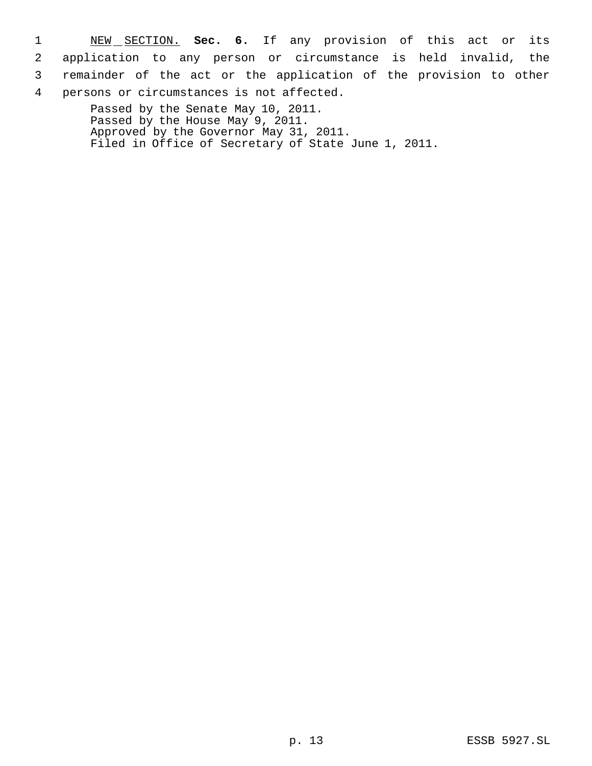NEW SECTION. **Sec. 6.** If any provision of this act or its application to any person or circumstance is held invalid, the remainder of the act or the application of the provision to other persons or circumstances is not affected.

Passed by the Senate May 10, 2011.
Passed by the House May 9, 2011.
Approved by the Governor May 31, 2011.
Filed in Office of Secretary of State June 1, 2011.